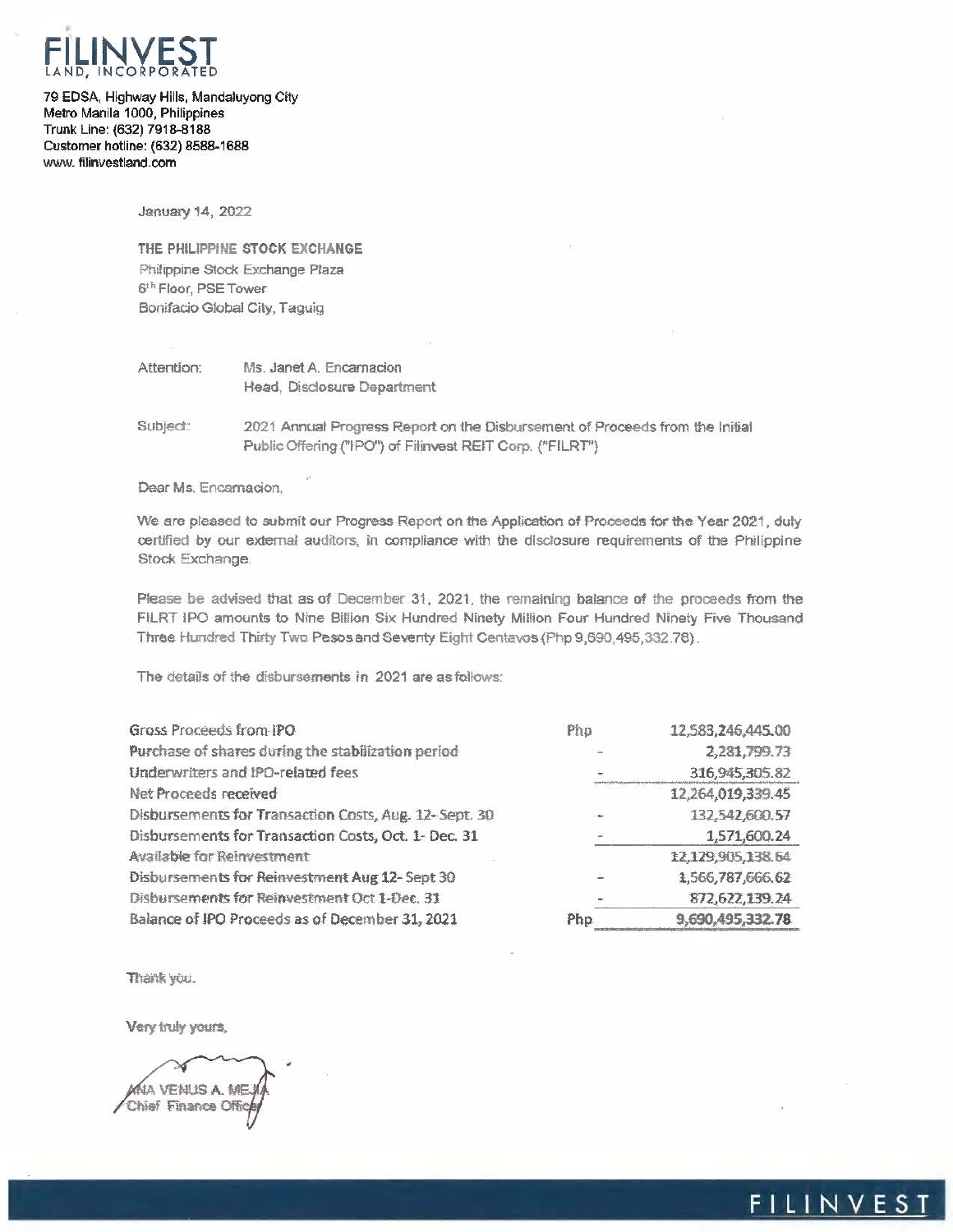**FILINVEST**
LAND, INCORPORATED

79 EDSA, Highway Hills, Mandaluyong City
Metro Manila 1000, Philippines
Trunk Line: (632) 7918-8188
Customer hotline: (632) 8588-1688
www. filinvestland.com

January 14, 2022

**THE PHILIPPINE STOCK EXCHANGE**
Philippine Stock Exchange Plaza
6th Floor, PSE Tower
Bonifacio Global City, Taguig

Attention: Ms. Janet A. Encarnacion
Head, Disclosure Department

Subject: 2021 Annual Progress Report on the Disbursement of Proceeds from the Initial Public Offering ("IPO") of Filinvest REIT Corp. ("FILRT")

Dear Ms. Encarnacion,

We are pleased to submit our Progress Report on the Application of Proceeds for the Year 2021, duly certified by our external auditors, in compliance with the disclosure requirements of the Philippine Stock Exchange.

Please be advised that as of December 31, 2021, the remaining balance of the proceeds from the FILRT IPO amounts to Nine Billion Six Hundred Ninety Million Four Hundred Ninety Five Thousand Three Hundred Thirty Two Pesos and Seventy Eight Centavos (Php 9,690,495,332.78).

The details of the disbursements in 2021 are as follows:

| | | |
|---|---|---|
| Gross Proceeds from IPO | Php | 12,583,246,445.00 |
| Purchase of shares during the stabilization period | - | 2,281,799.73 |
| Underwriters and IPO-related fees | - | 316,945,305.82 |
| Net Proceeds received | | 12,264,019,339.45 |
| Disbursements for Transaction Costs, Aug. 12- Sept. 30 | - | 132,542,600.57 |
| Disbursements for Transaction Costs, Oct. 1- Dec. 31 | - | 1,571,600.24 |
| Available for Reinvestment | | 12,129,905,138.64 |
| Disbursements for Reinvestment Aug 12- Sept 30 | - | 1,566,787,666.62 |
| Disbursements for Reinvestment Oct 1-Dec. 31 | - | 872,622,139.24 |
| Balance of IPO Proceeds as of December 31, 2021 | Php | 9,690,495,332.78 |

Thank you.

Very truly yours,

ANA VENUS A. MEJIA
Chief Finance Officer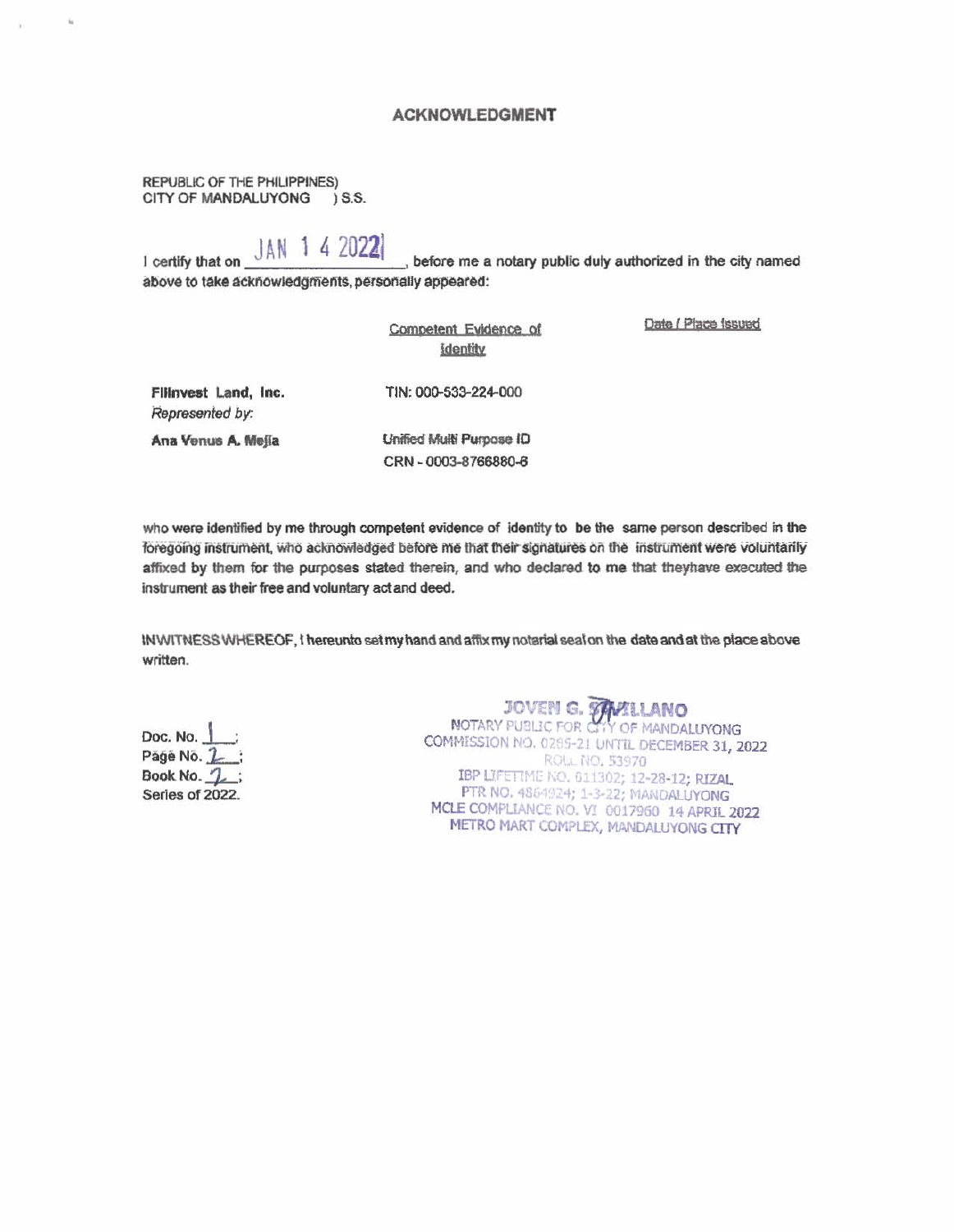## ACKNOWLEDGMENT

REPUBLIC OF THE PHILIPPINES)
CITY OF MANDALUYONG ) S.S.

I certify that on JAN 14 2022, before me a notary public duly authorized in the city named above to take acknowledgments, personally appeared:

| | Competent Evidence of Identity | Date / Place Issued |
|---|---|---|
| **Filinvest Land, Inc.** *Represented by:* | TIN: 000-533-224-000 | |
| **Ana Venus A. Mejia** | Unified Multi Purpose ID CRN - 0003-8766880-6 | |

who were identified by me through competent evidence of identity to be the same person described in the foregoing instrument, who acknowledged before me that their signatures on the instrument were voluntarily affixed by them for the purposes stated therein, and who declared to me that theyhave executed the instrument as their free and voluntary actand deed.

INWITNESS WHEREOF, I hereunto set my hand and affix my notarial seal on the date and at the place above written.

Doc. No. 1;
Page No. 2;
Book No. 2;
Series of 2022.

JOVEN G. SEVILLANO
NOTARY PUBLIC FOR CITY OF MANDALUYONG
COMMISSION NO. 0295-21 UNTIL DECEMBER 31, 2022
ROLL NO. 53970
IBP LIFETIME NO. 011302; 12-28-12; RIZAL
PTR NO. 4864924; 1-3-22; MANDALUYONG
MCLE COMPLIANCE NO. VI 0017960 14 APRIL 2022
METRO MART COMPLEX, MANDALUYONG CITY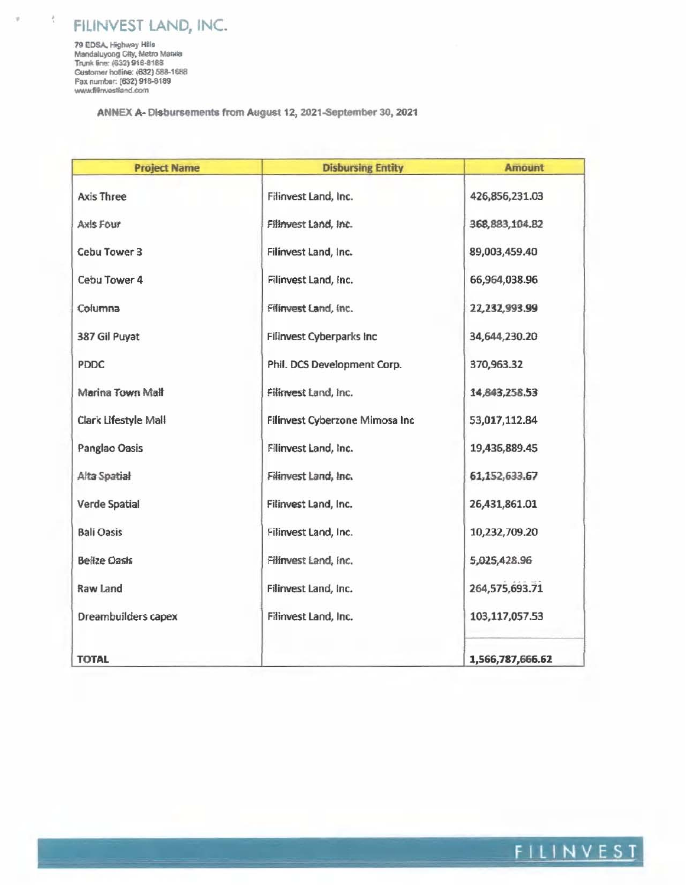# FILINVEST LAND, INC.

79 EDSA, Highway Hills
Mandaluyong City, Metro Manila
Trunk line: (632) 918-8188
Customer hotline: (632) 588-1688
Fax number: (632) 918-8189
www.filinvestland.com

**ANNEX A- Disbursements from August 12, 2021-September 30, 2021**

| Project Name | Disbursing Entity | Amount |
|---|---|---|
| Axis Three | Filinvest Land, Inc. | 426,856,231.03 |
| Axis Four | Filinvest Land, Inc. | 368,883,104.82 |
| Cebu Tower 3 | Filinvest Land, Inc. | 89,003,459.40 |
| Cebu Tower 4 | Filinvest Land, Inc. | 66,964,038.96 |
| Columna | Filinvest Land, Inc. | 22,232,993.99 |
| 387 Gil Puyat | Filinvest Cyberparks Inc | 34,644,230.20 |
| PDDC | Phil. DCS Development Corp. | 370,963.32 |
| Marina Town Mall | Filinvest Land, Inc. | 14,843,258.53 |
| Clark Lifestyle Mall | Filinvest Cyberzone Mimosa Inc | 53,017,112.84 |
| Panglao Oasis | Filinvest Land, Inc. | 19,436,889.45 |
| Alta Spatial | Filinvest Land, Inc. | 61,152,633.67 |
| Verde Spatial | Filinvest Land, Inc. | 26,431,861.01 |
| Bali Oasis | Filinvest Land, Inc. | 10,232,709.20 |
| Belize Oasis | Filinvest Land, Inc. | 5,025,428.96 |
| Raw Land | Filinvest Land, Inc. | 264,575,693.71 |
| Dreambuilders capex | Filinvest Land, Inc. | 103,117,057.53 |
| **TOTAL** | | **1,566,787,666.62** |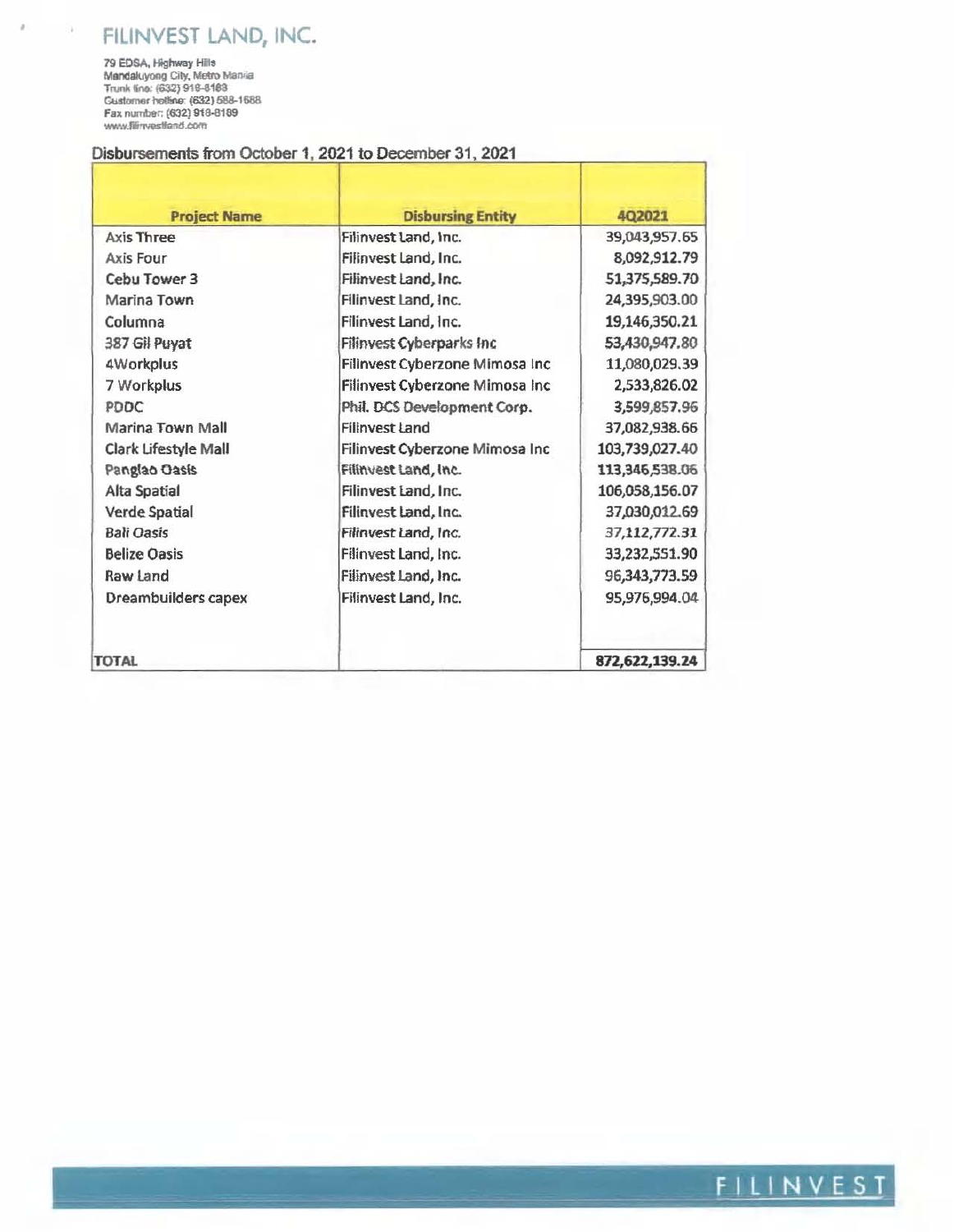# FILINVEST LAND, INC.

79 EDSA, Highway Hills
Mandaluyong City, Metro Manila
Trunk line: (632) 918-8188
Customer hotline: (632) 588-1688
Fax number: (632) 918-8189
www.filinvestland.com

## Disbursements from October 1, 2021 to December 31, 2021

| Project Name | Disbursing Entity | 4Q2021 |
|---|---|---|
| Axis Three | Filinvest Land, Inc. | 39,043,957.65 |
| Axis Four | Filinvest Land, Inc. | 8,092,912.79 |
| Cebu Tower 3 | Filinvest Land, Inc. | 51,375,589.70 |
| Marina Town | Filinvest Land, Inc. | 24,395,903.00 |
| Columna | Filinvest Land, Inc. | 19,146,350.21 |
| 387 Gil Puyat | Filinvest Cyberparks Inc | 53,430,947.80 |
| 4Workplus | Filinvest Cyberzone Mimosa Inc | 11,080,029.39 |
| 7 Workplus | Filinvest Cyberzone Mimosa Inc | 2,533,826.02 |
| PDDC | Phil. DCS Development Corp. | 3,599,857.96 |
| Marina Town Mall | Filinvest Land | 37,082,938.66 |
| Clark Lifestyle Mall | Filinvest Cyberzone Mimosa Inc | 103,739,027.40 |
| Panglao Oasis | Filinvest Land, Inc. | 113,346,538.06 |
| Alta Spatial | Filinvest Land, Inc. | 106,058,156.07 |
| Verde Spatial | Filinvest Land, Inc. | 37,030,012.69 |
| Bali Oasis | Filinvest Land, Inc. | 37,112,772.31 |
| Belize Oasis | Filinvest Land, Inc. | 33,232,551.90 |
| Raw Land | Filinvest Land, Inc. | 96,343,773.59 |
| Dreambuilders capex | Filinvest Land, Inc. | 95,976,994.04 |
| | | |
| TOTAL | | 872,622,139.24 |